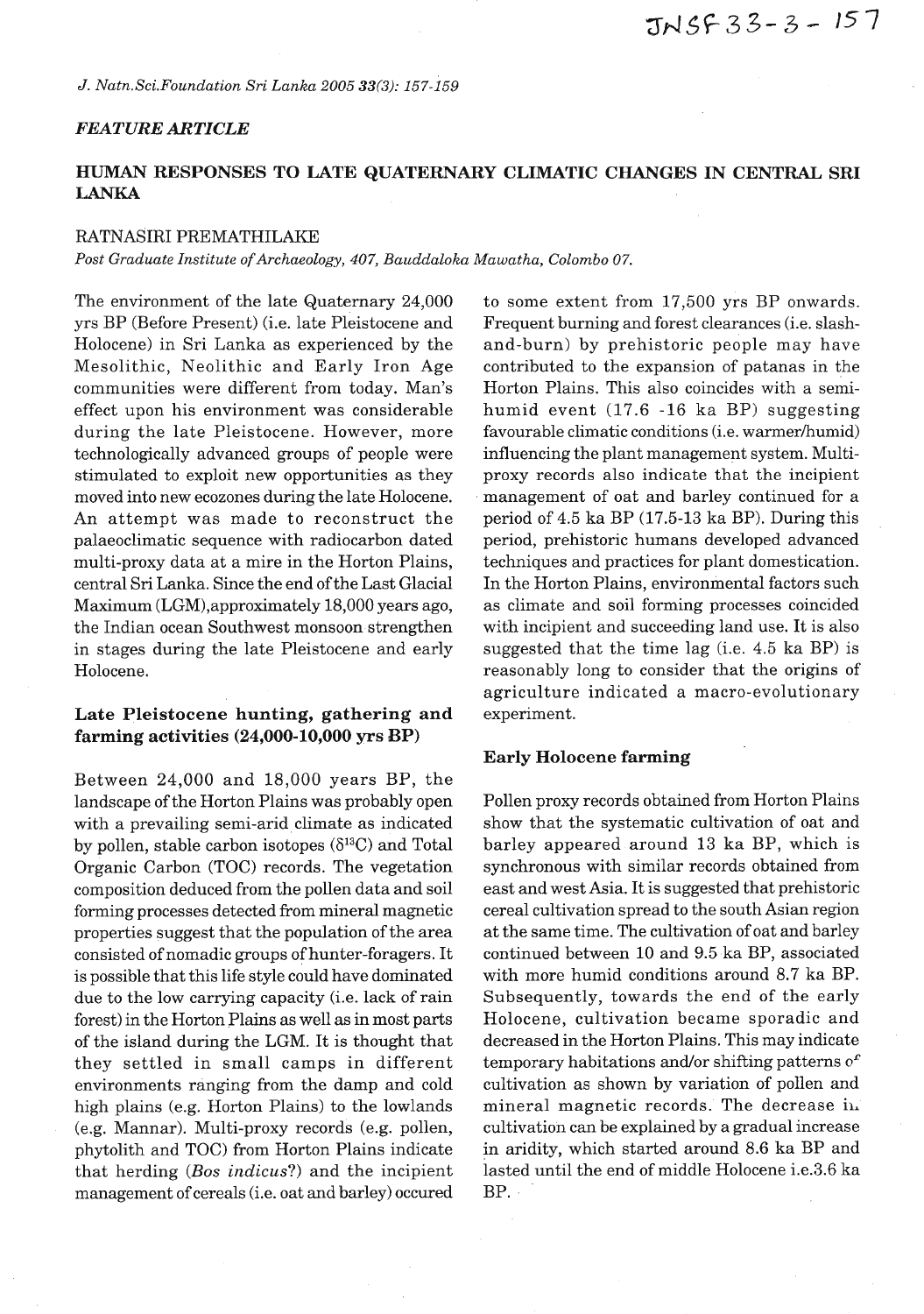*FEATURE ARTICLE*

# HUMAN RESPONSES TO LATE QUATERNARY CLIMATIC CHANGES IN CENTRAL SRI LANKA

RATNASIRI PREMATHILAKE

*Post Graduate Institute of Archaeology, 407, Bauddaloka Mawatha, Colombo 07.*

The environment of the late Quaternary 24,000 yrs BP (Before Present) (i.e. late Pleistocene and Holocene) in Sri Lanka as experienced by the Mesolithic, Neolithic and Early Iron Age communities were different from today. Man's effect upon his environment was considerable during the late Pleistocene. However, more technologically advanced groups of people were stimulated to exploit new opportunities as they moved into new ecozones during the late Holocene. An attempt was made to reconstruct the palaeoclimatic sequence with radiocarbon dated multi-proxy data at a mire in the Horton Plains, central Sri Lanka. Since the end of the Last Glacial Maximum (LGM),approximately 18,000 years ago, the Indian ocean Southwest monsoon strengthen in stages during the late Pleistocene and early Holocene.

## Late Pleistocene hunting, gathering and farming activities (24,000-10,000 yrs BP)

Between 24,000 and 18,000 years BP, the landscape of the Horton Plains was probably open with a prevailing semi-arid climate as indicated by pollen, stable carbon isotopes ($\delta^{13}C$) and Total Organic Carbon (TOC) records. The vegetation composition deduced from the pollen data and soil forming processes detected from mineral magnetic properties suggest that the population of the area consisted of nomadic groups of hunter-foragers. It is possible that this life style could have dominated due to the low carrying capacity (i.e. lack of rain forest) in the Horton Plains as well as in most parts of the island during the LGM. It is thought that they settled in small camps in different environments ranging from the damp and cold high plains (e.g. Horton Plains) to the lowlands (e.g. Mannar). Multi-proxy records (e.g. pollen, phytolith and TOC) from Horton Plains indicate that herding (*Bos indicus*?) and the incipient management of cereals (i.e. oat and barley) occured to some extent from 17,500 yrs BP onwards. Frequent burning and forest clearances (i.e. slash-and-burn) by prehistoric people may have contributed to the expansion of patanas in the Horton Plains. This also coincides with a semi-humid event (17.6 -16 ka BP) suggesting favourable climatic conditions (i.e. warmer/humid) influencing the plant management system. Multi-proxy records also indicate that the incipient management of oat and barley continued for a period of 4.5 ka BP (17.5-13 ka BP). During this period, prehistoric humans developed advanced techniques and practices for plant domestication. In the Horton Plains, environmental factors such as climate and soil forming processes coincided with incipient and succeeding land use. It is also suggested that the time lag (i.e. 4.5 ka BP) is reasonably long to consider that the origins of agriculture indicated a macro-evolutionary experiment.

## Early Holocene farming

Pollen proxy records obtained from Horton Plains show that the systematic cultivation of oat and barley appeared around 13 ka BP, which is synchronous with similar records obtained from east and west Asia. It is suggested that prehistoric cereal cultivation spread to the south Asian region at the same time. The cultivation of oat and barley continued between 10 and 9.5 ka BP, associated with more humid conditions around 8.7 ka BP. Subsequently, towards the end of the early Holocene, cultivation became sporadic and decreased in the Horton Plains. This may indicate temporary habitations and/or shifting patterns of cultivation as shown by variation of pollen and mineral magnetic records. The decrease in cultivation can be explained by a gradual increase in aridity, which started around 8.6 ka BP and lasted until the end of middle Holocene i.e.3.6 ka BP.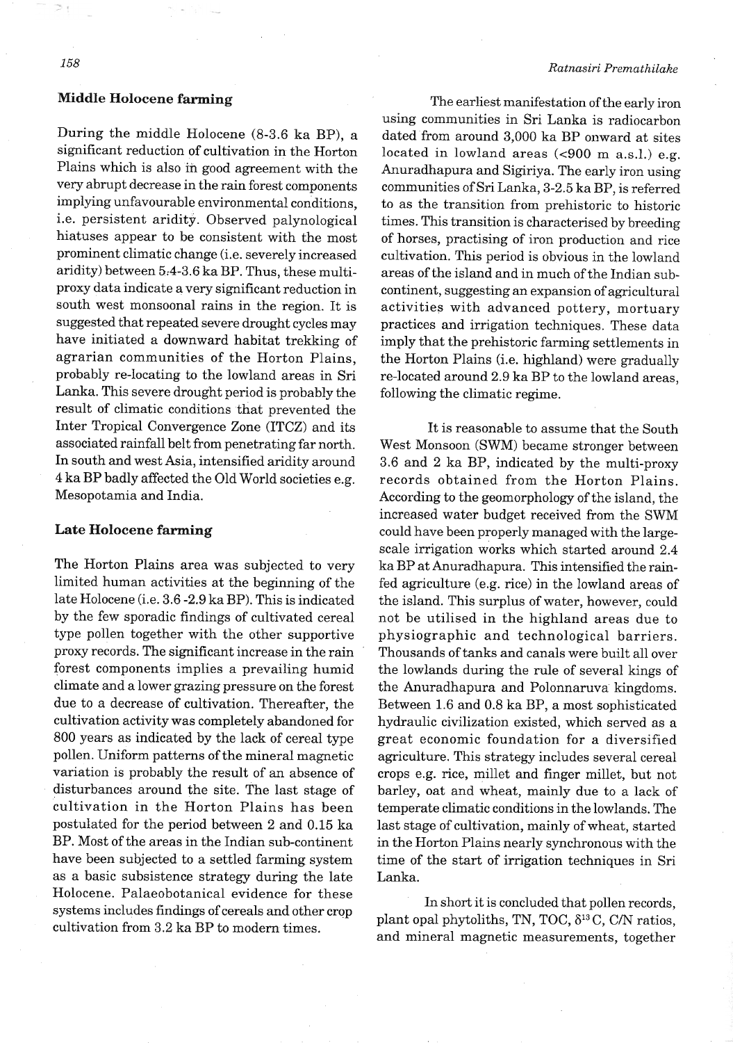## Middle Holocene farming

During the middle Holocene (8-3.6 ka BP), a significant reduction of cultivation in the Horton Plains which is also in good agreement with the very abrupt decrease in the rain forest components implying unfavourable environmental conditions, i.e. persistent aridity. Observed palynological hiatuses appear to be consistent with the most prominent climatic change (i.e. severely increased aridity) between 5.4-3.6 ka BP. Thus, these multi-proxy data indicate a very significant reduction in south west monsoonal rains in the region. It is suggested that repeated severe drought cycles may have initiated a downward habitat trekking of agrarian communities of the Horton Plains, probably re-locating to the lowland areas in Sri Lanka. This severe drought period is probably the result of climatic conditions that prevented the Inter Tropical Convergence Zone (ITCZ) and its associated rainfall belt from penetrating far north. In south and west Asia, intensified aridity around 4 ka BP badly affected the Old World societies e.g. Mesopotamia and India.

## Late Holocene farming

The Horton Plains area was subjected to very limited human activities at the beginning of the late Holocene (i.e. 3.6 -2.9 ka BP). This is indicated by the few sporadic findings of cultivated cereal type pollen together with the other supportive proxy records. The significant increase in the rain forest components implies a prevailing humid climate and a lower grazing pressure on the forest due to a decrease of cultivation. Thereafter, the cultivation activity was completely abandoned for 800 years as indicated by the lack of cereal type pollen. Uniform patterns of the mineral magnetic variation is probably the result of an absence of disturbances around the site. The last stage of cultivation in the Horton Plains has been postulated for the period between 2 and 0.15 ka BP. Most of the areas in the Indian sub-continent have been subjected to a settled farming system as a basic subsistence strategy during the late Holocene. Palaeobotanical evidence for these systems includes findings of cereals and other crop cultivation from 3.2 ka BP to modern times.

The earliest manifestation of the early iron using communities in Sri Lanka is radiocarbon dated from around 3,000 ka BP onward at sites located in lowland areas (<900 m a.s.l.) e.g. Anuradhapura and Sigiriya. The early iron using communities of Sri Lanka, 3-2.5 ka BP, is referred to as the transition from prehistoric to historic times. This transition is characterised by breeding of horses, practising of iron production and rice cultivation. This period is obvious in the lowland areas of the island and in much of the Indian sub-continent, suggesting an expansion of agricultural activities with advanced pottery, mortuary practices and irrigation techniques. These data imply that the prehistoric farming settlements in the Horton Plains (i.e. highland) were gradually re-located around 2.9 ka BP to the lowland areas, following the climatic regime.

It is reasonable to assume that the South West Monsoon (SWM) became stronger between 3.6 and 2 ka BP, indicated by the multi-proxy records obtained from the Horton Plains. According to the geomorphology of the island, the increased water budget received from the SWM could have been properly managed with the large-scale irrigation works which started around 2.4 ka BP at Anuradhapura. This intensified the rain-fed agriculture (e.g. rice) in the lowland areas of the island. This surplus of water, however, could not be utilised in the highland areas due to physiographic and technological barriers. Thousands of tanks and canals were built all over the lowlands during the rule of several kings of the Anuradhapura and Polonnaruva kingdoms. Between 1.6 and 0.8 ka BP, a most sophisticated hydraulic civilization existed, which served as a great economic foundation for a diversified agriculture. This strategy includes several cereal crops e.g. rice, millet and finger millet, but not barley, oat and wheat, mainly due to a lack of temperate climatic conditions in the lowlands. The last stage of cultivation, mainly of wheat, started in the Horton Plains nearly synchronous with the time of the start of irrigation techniques in Sri Lanka.

In short it is concluded that pollen records, plant opal phytoliths, TN, TOC, $\delta^{13}C$, C/N ratios, and mineral magnetic measurements, together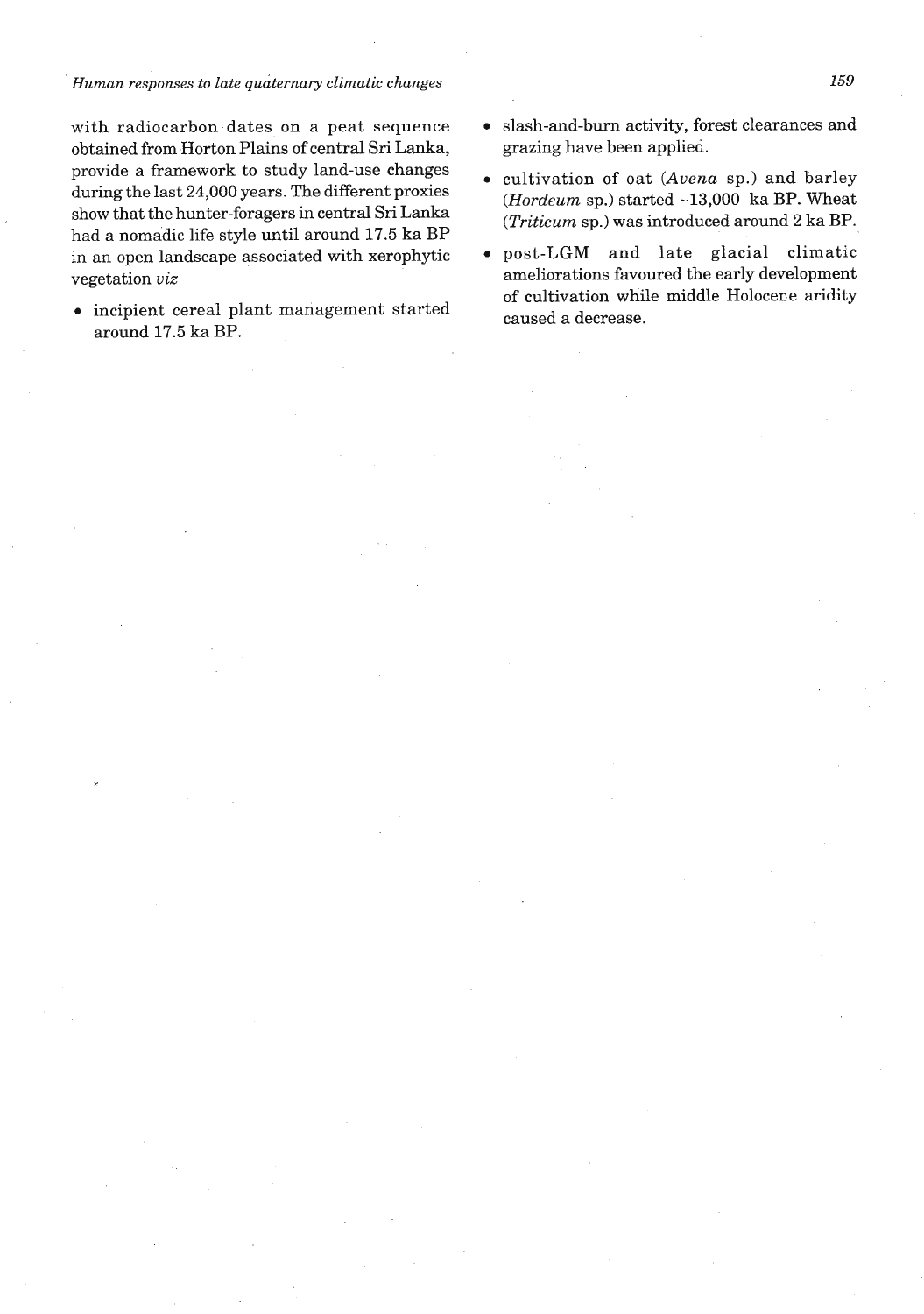with radiocarbon dates on a peat sequence obtained from Horton Plains of central Sri Lanka, provide a framework to study land-use changes during the last 24,000 years. The different proxies show that the hunter-foragers in central Sri Lanka had a nomadic life style until around 17.5 ka BP in an open landscape associated with xerophytic vegetation *viz*

- incipient cereal plant management started around 17.5 ka BP.
- slash-and-burn activity, forest clearances and grazing have been applied.
- cultivation of oat (*Avena* sp.) and barley (*Hordeum* sp.) started ~13,000 ka BP. Wheat (*Triticum* sp.) was introduced around 2 ka BP.
- post-LGM and late glacial climatic ameliorations favoured the early development of cultivation while middle Holocene aridity caused a decrease.